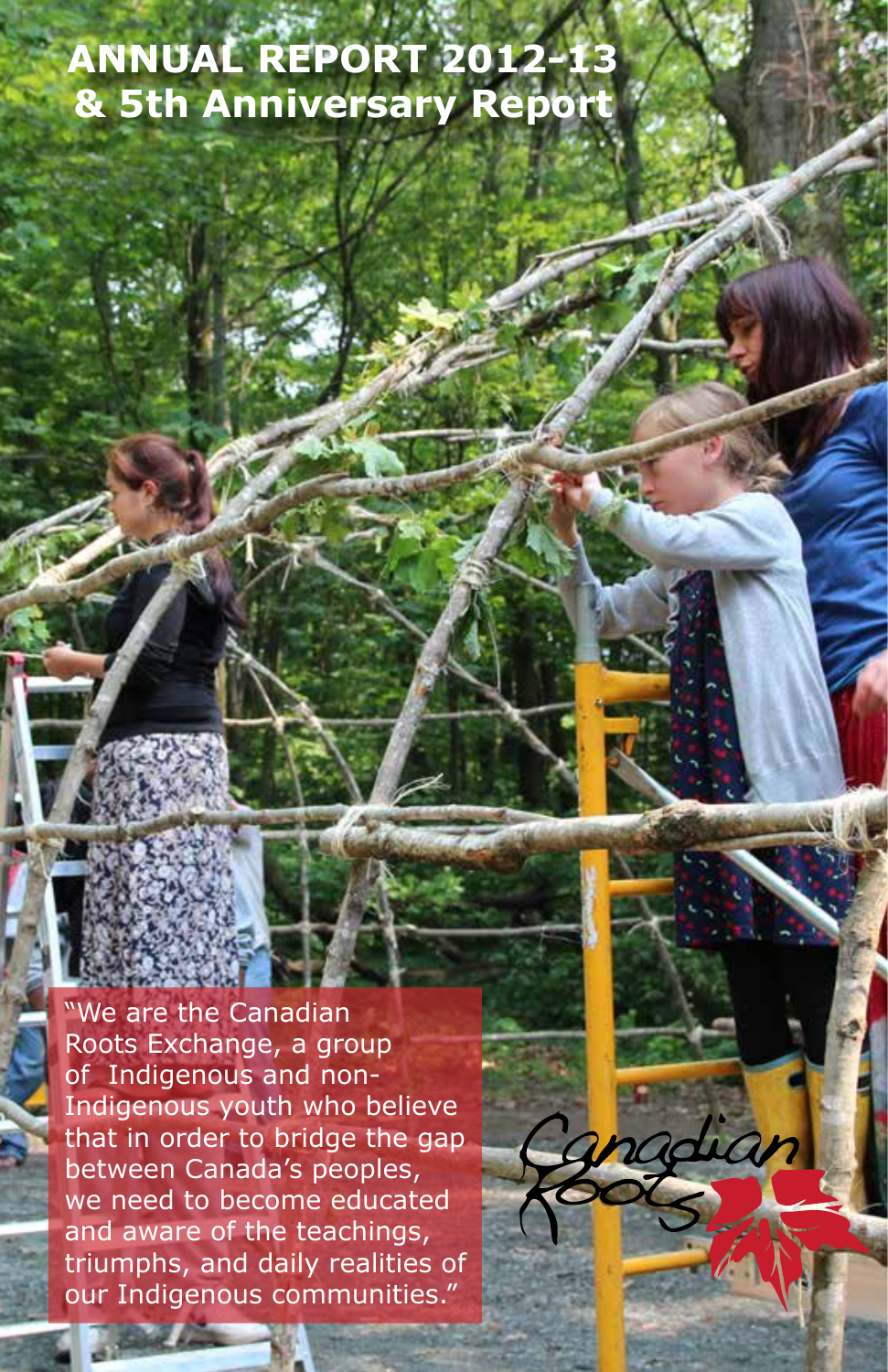# ANNUAL REPORT 2012-13 & 5th Anniversary Report

"We are the Canadian Roots Exchange, a group of Indigenous and non-Indigenous youth who believe that in order to bridge the gap between Canada's peoples, we need to become educated and aware of the teachings, triumphs, and daily realities of our Indigenous communities."

Canadian Roots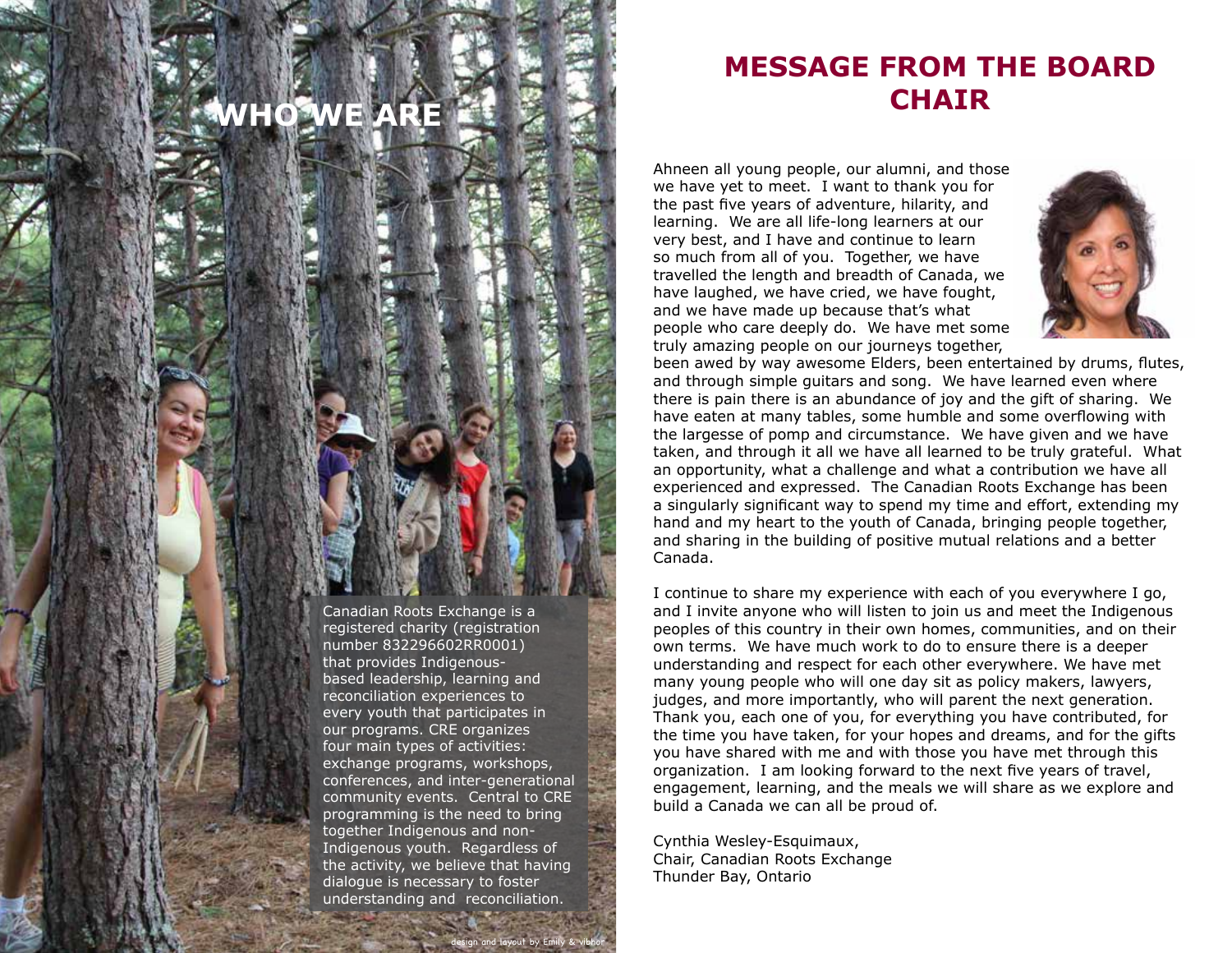# WHO WE ARE

Canadian Roots Exchange is a registered charity (registration number 832296602RR0001) that provides Indigenous-based leadership, learning and reconciliation experiences to every youth that participates in our programs. CRE organizes four main types of activities: exchange programs, workshops, conferences, and inter-generational community events. Central to CRE programming is the need to bring together Indigenous and non-Indigenous youth. Regardless of the activity, we believe that having dialogue is necessary to foster understanding and reconciliation.

design and layout by Emily & vibhor

# MESSAGE FROM THE BOARD CHAIR

Ahneen all young people, our alumni, and those we have yet to meet. I want to thank you for the past five years of adventure, hilarity, and learning. We are all life-long learners at our very best, and I have and continue to learn so much from all of you. Together, we have travelled the length and breadth of Canada, we have laughed, we have cried, we have fought, and we have made up because that's what people who care deeply do. We have met some truly amazing people on our journeys together, been awed by way awesome Elders, been entertained by drums, flutes, and through simple guitars and song. We have learned even where there is pain there is an abundance of joy and the gift of sharing. We have eaten at many tables, some humble and some overflowing with the largesse of pomp and circumstance. We have given and we have taken, and through it all we have all learned to be truly grateful. What an opportunity, what a challenge and what a contribution we have all experienced and expressed. The Canadian Roots Exchange has been a singularly significant way to spend my time and effort, extending my hand and my heart to the youth of Canada, bringing people together, and sharing in the building of positive mutual relations and a better Canada.

I continue to share my experience with each of you everywhere I go, and I invite anyone who will listen to join us and meet the Indigenous peoples of this country in their own homes, communities, and on their own terms. We have much work to do to ensure there is a deeper understanding and respect for each other everywhere. We have met many young people who will one day sit as policy makers, lawyers, judges, and more importantly, who will parent the next generation. Thank you, each one of you, for everything you have contributed, for the time you have taken, for your hopes and dreams, and for the gifts you have shared with me and with those you have met through this organization. I am looking forward to the next five years of travel, engagement, learning, and the meals we will share as we explore and build a Canada we can all be proud of.

Cynthia Wesley-Esquimaux,  
Chair, Canadian Roots Exchange  
Thunder Bay, Ontario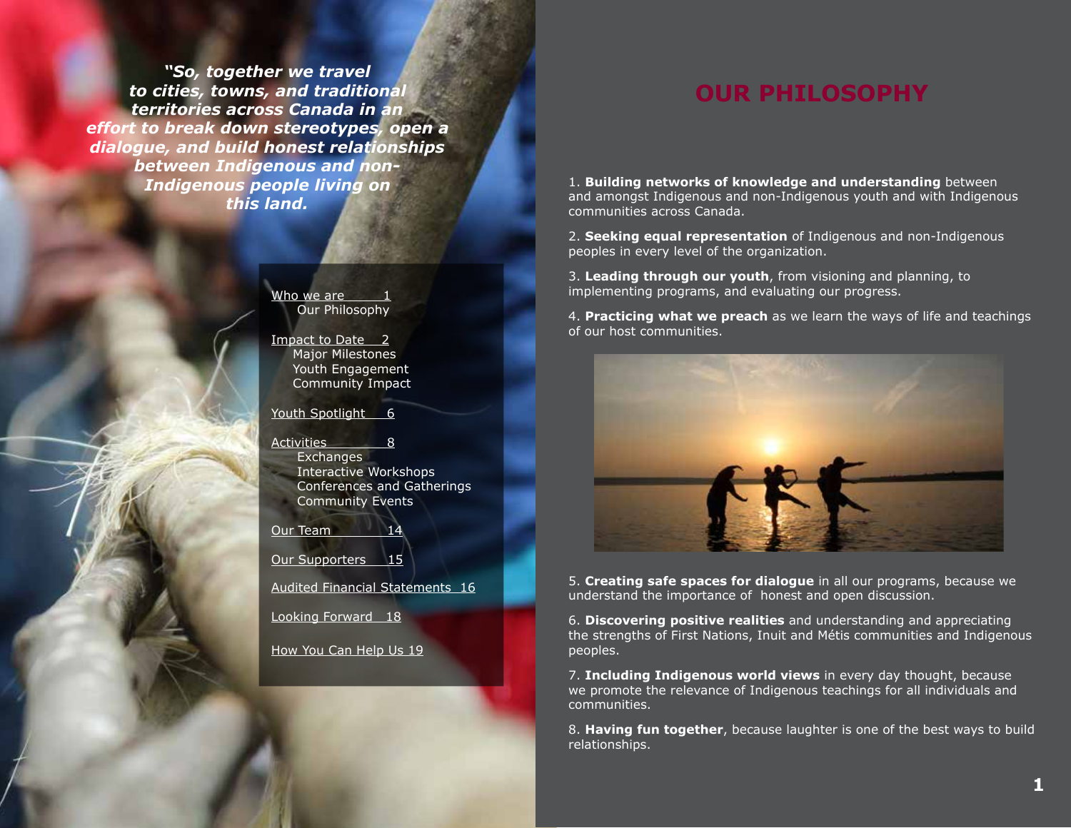***"So, together we travel to cities, towns, and traditional territories across Canada in an effort to break down stereotypes, open a dialogue, and build honest relationships between Indigenous and non-Indigenous people living on this land.***

Who we are 1
- Our Philosophy

Impact to Date 2
- Major Milestones
- Youth Engagement
- Community Impact

Youth Spotlight 6

Activities 8
- Exchanges
- Interactive Workshops
- Conferences and Gatherings
- Community Events

Our Team 14

Our Supporters 15

Audited Financial Statements 16

Looking Forward 18

How You Can Help Us 19

# OUR PHILOSOPHY

1. **Building networks of knowledge and understanding** between and amongst Indigenous and non-Indigenous youth and with Indigenous communities across Canada.

2. **Seeking equal representation** of Indigenous and non-Indigenous peoples in every level of the organization.

3. **Leading through our youth**, from visioning and planning, to implementing programs, and evaluating our progress.

4. **Practicing what we preach** as we learn the ways of life and teachings of our host communities.

5. **Creating safe spaces for dialogue** in all our programs, because we understand the importance of honest and open discussion.

6. **Discovering positive realities** and understanding and appreciating the strengths of First Nations, Inuit and Métis communities and Indigenous peoples.

7. **Including Indigenous world views** in every day thought, because we promote the relevance of Indigenous teachings for all individuals and communities.

8. **Having fun together**, because laughter is one of the best ways to build relationships.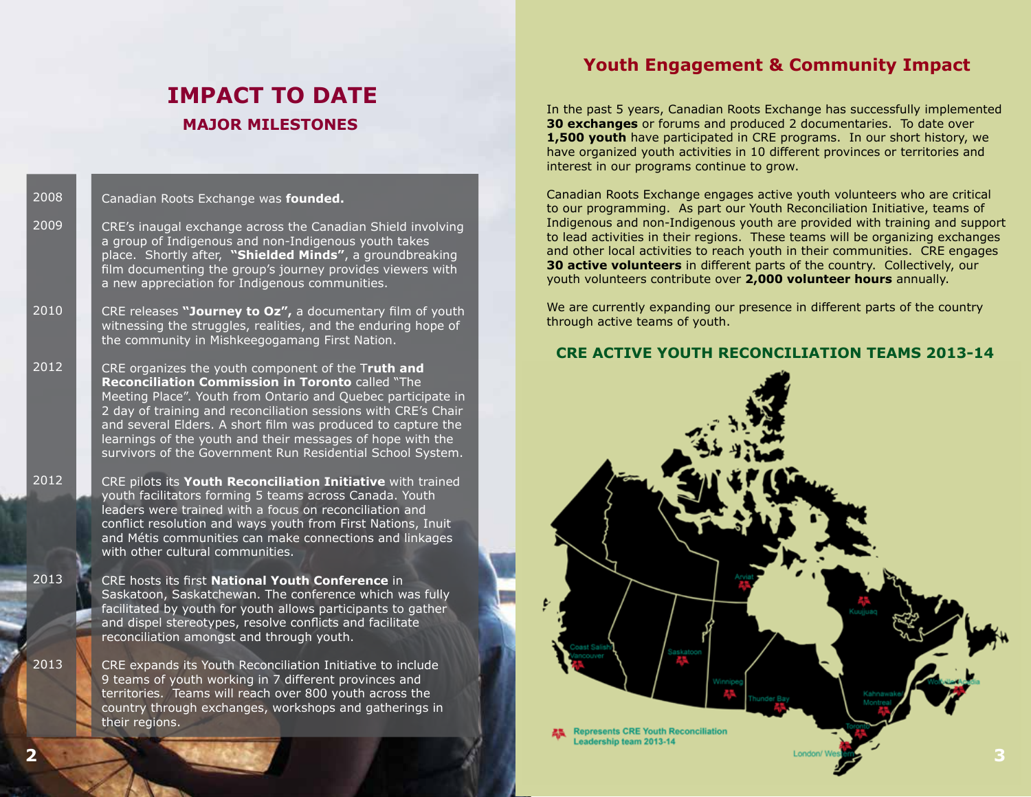# IMPACT TO DATE

## MAJOR MILESTONES

| Year | Milestone |
|---|---|
| 2008 | Canadian Roots Exchange was **founded.** |
| 2009 | CRE's inaugal exchange across the Canadian Shield involving a group of Indigenous and non-Indigenous youth takes place. Shortly after, **"Shielded Minds"**, a groundbreaking film documenting the group's journey provides viewers with a new appreciation for Indigenous communities. |
| 2010 | CRE releases **"Journey to Oz",** a documentary film of youth witnessing the struggles, realities, and the enduring hope of the community in Mishkeegogamang First Nation. |
| 2012 | CRE organizes the youth component of the T**ruth and Reconciliation Commission in Toronto** called "The Meeting Place". Youth from Ontario and Quebec participate in 2 day of training and reconciliation sessions with CRE's Chair and several Elders. A short film was produced to capture the learnings of the youth and their messages of hope with the survivors of the Government Run Residential School System. |
| 2012 | CRE pilots its **Youth Reconciliation Initiative** with trained youth facilitators forming 5 teams across Canada. Youth leaders were trained with a focus on reconciliation and conflict resolution and ways youth from First Nations, Inuit and Métis communities can make connections and linkages with other cultural communities. |
| 2013 | CRE hosts its first **National Youth Conference** in Saskatoon, Saskatchewan. The conference which was fully facilitated by youth for youth allows participants to gather and dispel stereotypes, resolve conflicts and facilitate reconciliation amongst and through youth. |
| 2013 | CRE expands its Youth Reconciliation Initiative to include 9 teams of youth working in 7 different provinces and territories. Teams will reach over 800 youth across the country through exchanges, workshops and gatherings in their regions. |

## Youth Engagement & Community Impact

In the past 5 years, Canadian Roots Exchange has successfully implemented **30 exchanges** or forums and produced 2 documentaries. To date over **1,500 youth** have participated in CRE programs. In our short history, we have organized youth activities in 10 different provinces or territories and interest in our programs continue to grow.

Canadian Roots Exchange engages active youth volunteers who are critical to our programming. As part our Youth Reconciliation Initiative, teams of Indigenous and non-Indigenous youth are provided with training and support to lead activities in their regions. These teams will be organizing exchanges and other local activities to reach youth in their communities. CRE engages **30 active volunteers** in different parts of the country. Collectively, our youth volunteers contribute over **2,000 volunteer hours** annually.

We are currently expanding our presence in different parts of the country through active teams of youth.

### CRE ACTIVE YOUTH RECONCILIATION TEAMS 2013-14

Arviat, Kuujjuaq, Coast Salish/Vancouver, Saskatoon, Winnipeg, Thunder Bay, Wolfville/Acadia, Kahnawake/Montreal, Toronto, London/Western

Represents CRE Youth Reconciliation Leadership team 2013-14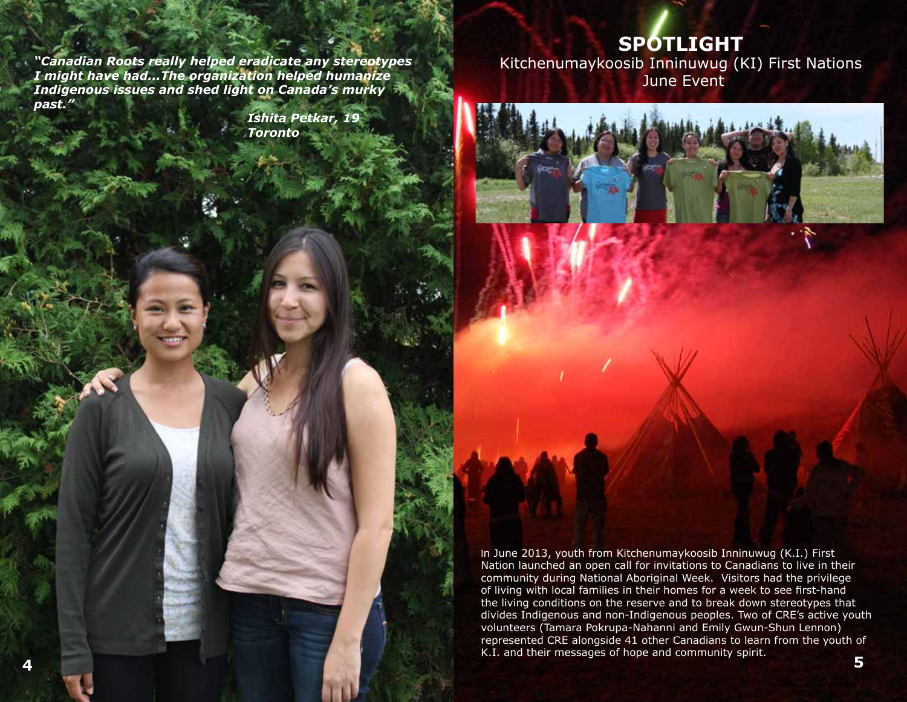*"Canadian Roots really helped eradicate any stereotypes I might have had...The organization helped humanize Indigenous issues and shed light on Canada's murky past."*

***Ishita Petkar, 19***
***Toronto***

# SPOTLIGHT

## Kitchenumaykoosib Inninuwug (KI) First Nations June Event

In June 2013, youth from Kitchenumaykoosib Inninuwug (K.I.) First Nation launched an open call for invitations to Canadians to live in their community during National Aboriginal Week. Visitors had the privilege of living with local families in their homes for a week to see first-hand the living conditions on the reserve and to break down stereotypes that divides Indigenous and non-Indigenous peoples. Two of CRE's active youth volunteers (Tamara Pokrupa-Nahanni and Emily Gwun-Shun Lennon) represented CRE alongside 41 other Canadians to learn from the youth of K.I. and their messages of hope and community spirit.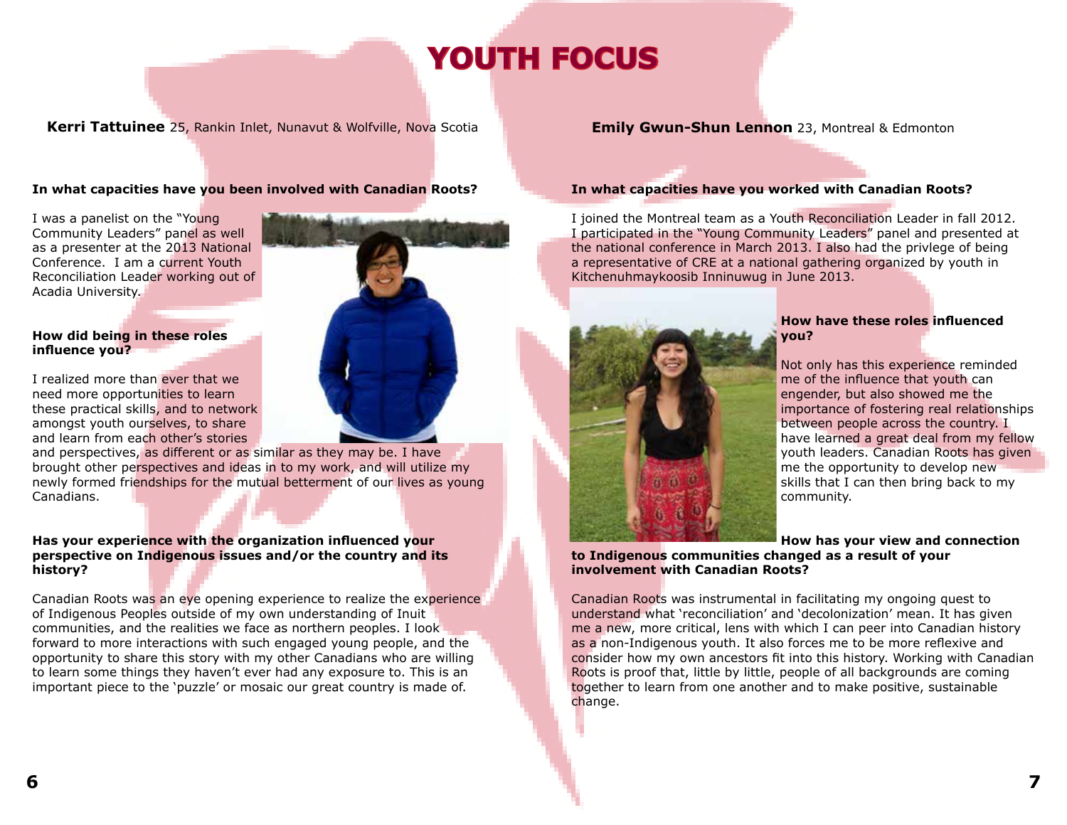# YOUTH FOCUS

**Kerri Tattuinee** 25, Rankin Inlet, Nunavut & Wolfville, Nova Scotia

**In what capacities have you been involved with Canadian Roots?**

I was a panelist on the "Young Community Leaders" panel as well as a presenter at the 2013 National Conference. I am a current Youth Reconciliation Leader working out of Acadia University.

**How did being in these roles influence you?**

I realized more than ever that we need more opportunities to learn these practical skills, and to network amongst youth ourselves, to share and learn from each other's stories and perspectives, as different or as similar as they may be. I have brought other perspectives and ideas in to my work, and will utilize my newly formed friendships for the mutual betterment of our lives as young Canadians.

**Has your experience with the organization influenced your perspective on Indigenous issues and/or the country and its history?**

Canadian Roots was an eye opening experience to realize the experience of Indigenous Peoples outside of my own understanding of Inuit communities, and the realities we face as northern peoples. I look forward to more interactions with such engaged young people, and the opportunity to share this story with my other Canadians who are willing to learn some things they haven't ever had any exposure to. This is an important piece to the 'puzzle' or mosaic our great country is made of.

**Emily Gwun-Shun Lennon** 23, Montreal & Edmonton

**In what capacities have you worked with Canadian Roots?**

I joined the Montreal team as a Youth Reconciliation Leader in fall 2012. I participated in the "Young Community Leaders" panel and presented at the national conference in March 2013. I also had the privlege of being a representative of CRE at a national gathering organized by youth in Kitchenuhmaykoosib Inninuwug in June 2013.

**How have these roles influenced you?**

Not only has this experience reminded me of the influence that youth can engender, but also showed me the importance of fostering real relationships between people across the country. I have learned a great deal from my fellow youth leaders. Canadian Roots has given me the opportunity to develop new skills that I can then bring back to my community.

**How has your view and connection to Indigenous communities changed as a result of your involvement with Canadian Roots?**

Canadian Roots was instrumental in facilitating my ongoing quest to understand what 'reconciliation' and 'decolonization' mean. It has given me a new, more critical, lens with which I can peer into Canadian history as a non-Indigenous youth. It also forces me to be more reflexive and consider how my own ancestors fit into this history. Working with Canadian Roots is proof that, little by little, people of all backgrounds are coming together to learn from one another and to make positive, sustainable change.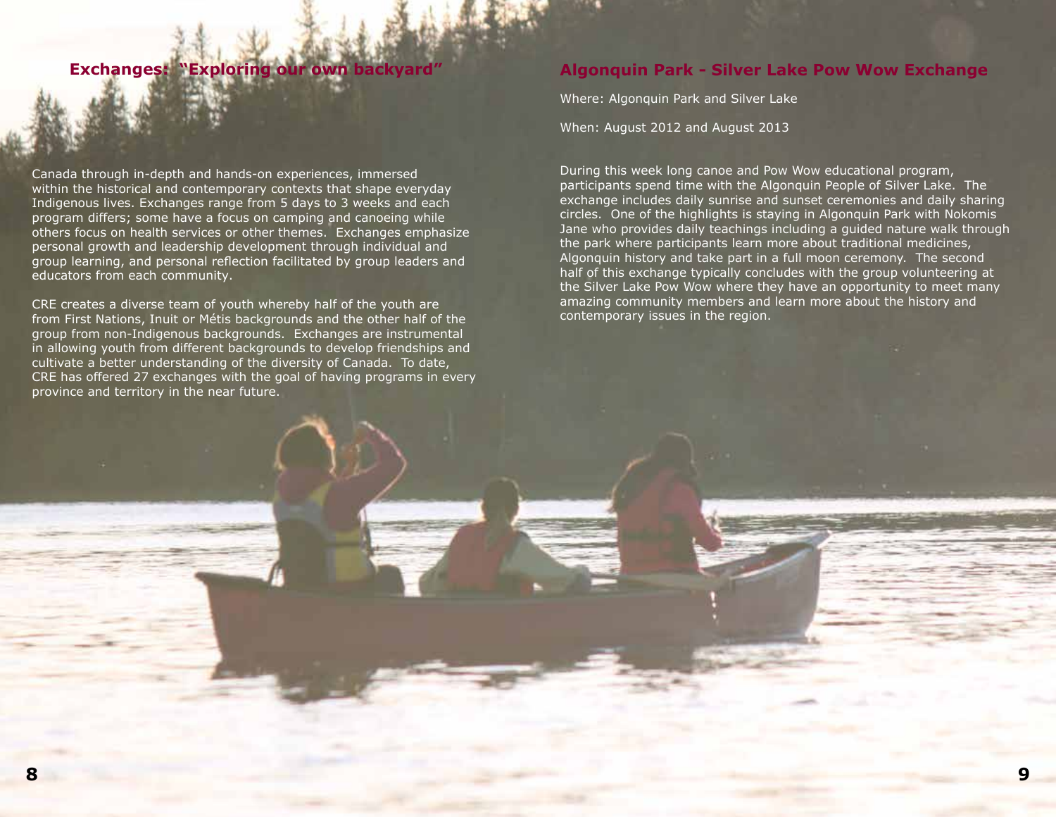## Exchanges: "Exploring our own backyard"

Canada through in-depth and hands-on experiences, immersed within the historical and contemporary contexts that shape everyday Indigenous lives. Exchanges range from 5 days to 3 weeks and each program differs; some have a focus on camping and canoeing while others focus on health services or other themes. Exchanges emphasize personal growth and leadership development through individual and group learning, and personal reflection facilitated by group leaders and educators from each community.

CRE creates a diverse team of youth whereby half of the youth are from First Nations, Inuit or Métis backgrounds and the other half of the group from non-Indigenous backgrounds. Exchanges are instrumental in allowing youth from different backgrounds to develop friendships and cultivate a better understanding of the diversity of Canada. To date, CRE has offered 27 exchanges with the goal of having programs in every province and territory in the near future.

## Algonquin Park - Silver Lake Pow Wow Exchange

Where: Algonquin Park and Silver Lake

When: August 2012 and August 2013

During this week long canoe and Pow Wow educational program, participants spend time with the Algonquin People of Silver Lake. The exchange includes daily sunrise and sunset ceremonies and daily sharing circles. One of the highlights is staying in Algonquin Park with Nokomis Jane who provides daily teachings including a guided nature walk through the park where participants learn more about traditional medicines, Algonquin history and take part in a full moon ceremony. The second half of this exchange typically concludes with the group volunteering at the Silver Lake Pow Wow where they have an opportunity to meet many amazing community members and learn more about the history and contemporary issues in the region.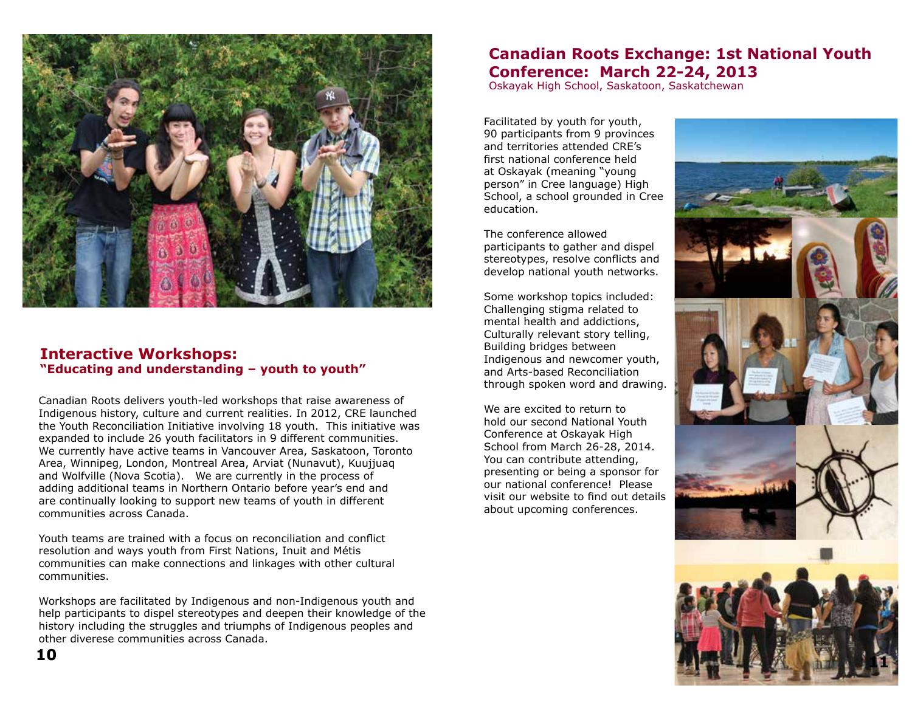## Interactive Workshops:
### "Educating and understanding – youth to youth"

Canadian Roots delivers youth-led workshops that raise awareness of Indigenous history, culture and current realities. In 2012, CRE launched the Youth Reconciliation Initiative involving 18 youth. This initiative was expanded to include 26 youth facilitators in 9 different communities. We currently have active teams in Vancouver Area, Saskatoon, Toronto Area, Winnipeg, London, Montreal Area, Arviat (Nunavut), Kuujjuaq and Wolfville (Nova Scotia). We are currently in the process of adding additional teams in Northern Ontario before year's end and are continually looking to support new teams of youth in different communities across Canada.

Youth teams are trained with a focus on reconciliation and conflict resolution and ways youth from First Nations, Inuit and Métis communities can make connections and linkages with other cultural communities.

Workshops are facilitated by Indigenous and non-Indigenous youth and help participants to dispel stereotypes and deepen their knowledge of the history including the struggles and triumphs of Indigenous peoples and other diverese communities across Canada.

## Canadian Roots Exchange: 1st National Youth Conference: March 22-24, 2013

Oskayak High School, Saskatoon, Saskatchewan

Facilitated by youth for youth, 90 participants from 9 provinces and territories attended CRE's first national conference held at Oskayak (meaning "young person" in Cree language) High School, a school grounded in Cree education.

The conference allowed participants to gather and dispel stereotypes, resolve conflicts and develop national youth networks.

Some workshop topics included: Challenging stigma related to mental health and addictions, Culturally relevant story telling, Building bridges between Indigenous and newcomer youth, and Arts-based Reconciliation through spoken word and drawing.

We are excited to return to hold our second National Youth Conference at Oskayak High School from March 26-28, 2014. You can contribute attending, presenting or being a sponsor for our national conference! Please visit our website to find out details about upcoming conferences.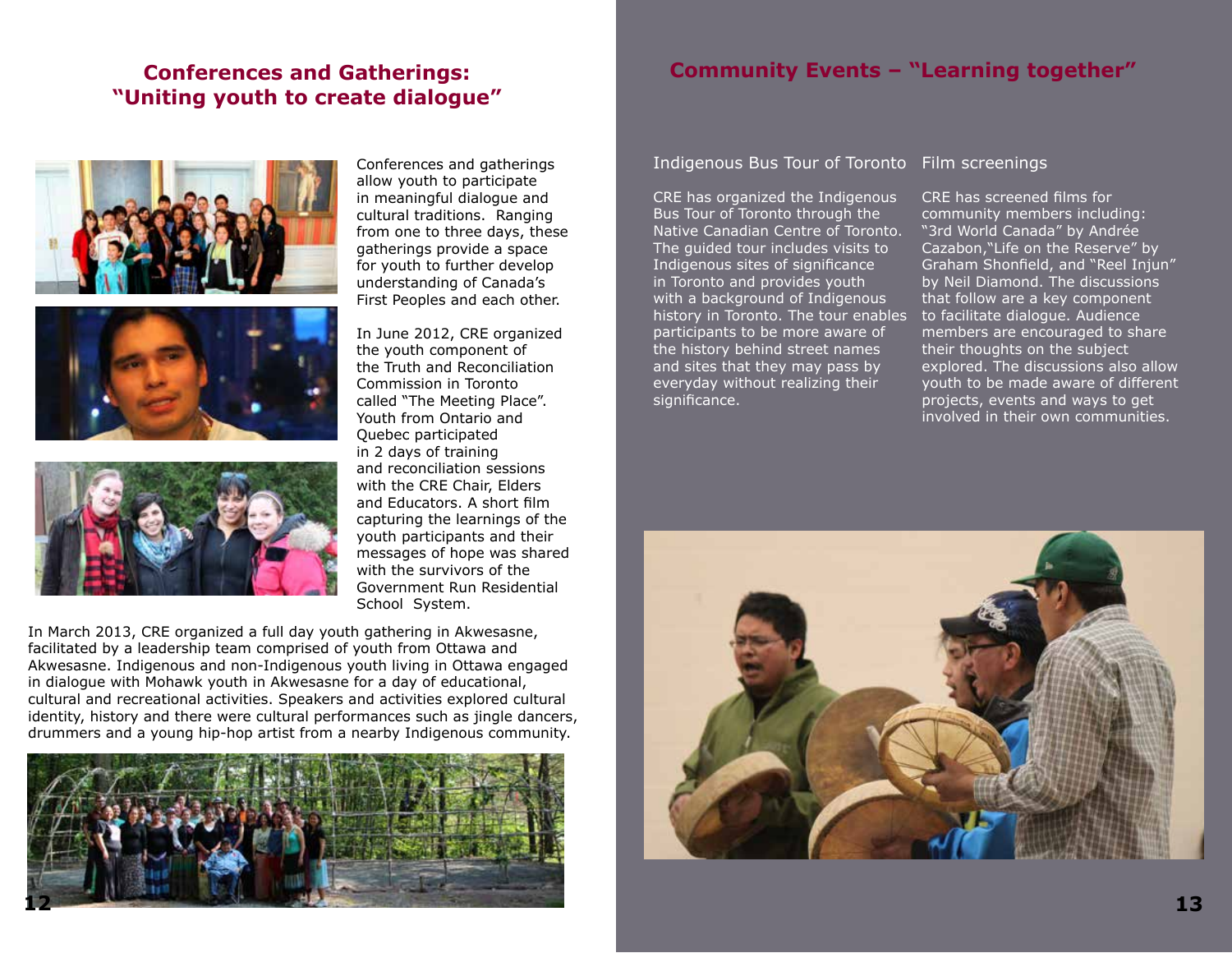## Conferences and Gatherings: "Uniting youth to create dialogue"

Conferences and gatherings allow youth to participate in meaningful dialogue and cultural traditions. Ranging from one to three days, these gatherings provide a space for youth to further develop understanding of Canada's First Peoples and each other.

In June 2012, CRE organized the youth component of the Truth and Reconciliation Commission in Toronto called "The Meeting Place". Youth from Ontario and Quebec participated in 2 days of training and reconciliation sessions with the CRE Chair, Elders and Educators. A short film capturing the learnings of the youth participants and their messages of hope was shared with the survivors of the Government Run Residential School System.

In March 2013, CRE organized a full day youth gathering in Akwesasne, facilitated by a leadership team comprised of youth from Ottawa and Akwesasne. Indigenous and non-Indigenous youth living in Ottawa engaged in dialogue with Mohawk youth in Akwesasne for a day of educational, cultural and recreational activities. Speakers and activities explored cultural identity, history and there were cultural performances such as jingle dancers, drummers and a young hip-hop artist from a nearby Indigenous community.

## Community Events – "Learning together"

### Indigenous Bus Tour of Toronto

CRE has organized the Indigenous Bus Tour of Toronto through the Native Canadian Centre of Toronto. The guided tour includes visits to Indigenous sites of significance in Toronto and provides youth with a background of Indigenous history in Toronto. The tour enables participants to be more aware of the history behind street names and sites that they may pass by everyday without realizing their significance.

### Film screenings

CRE has screened films for community members including: "3rd World Canada" by Andrée Cazabon,"Life on the Reserve" by Graham Shonfield, and "Reel Injun" by Neil Diamond. The discussions that follow are a key component to facilitate dialogue. Audience members are encouraged to share their thoughts on the subject explored. The discussions also allow youth to be made aware of different projects, events and ways to get involved in their own communities.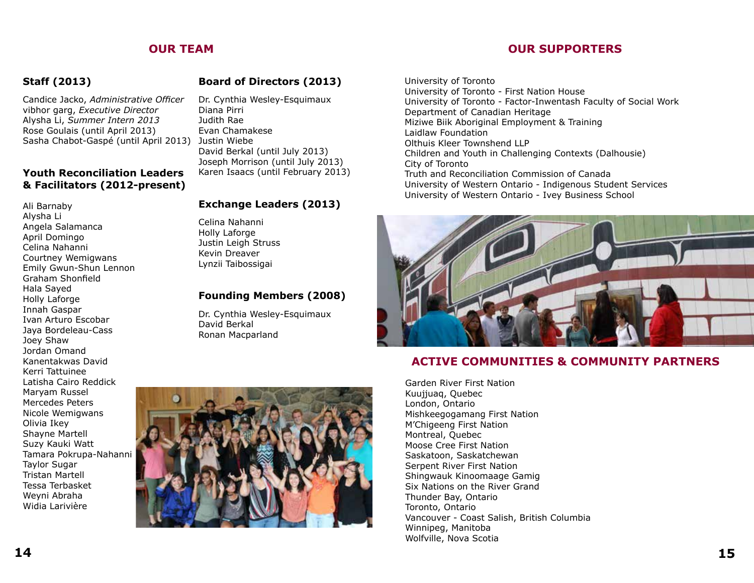## OUR TEAM

### Staff (2013)

Candice Jacko, *Administrative Officer*
vibhor garg, *Executive Director*
Alysha Li, *Summer Intern 2013*
Rose Goulais (until April 2013)
Sasha Chabot-Gaspé (until April 2013)

### Youth Reconciliation Leaders & Facilitators (2012-present)

Ali Barnaby
Alysha Li
Angela Salamanca
April Domingo
Celina Nahanni
Courtney Wemigwans
Emily Gwun-Shun Lennon
Graham Shonfield
Hala Sayed
Holly Laforge
Innah Gaspar
Ivan Arturo Escobar
Jaya Bordeleau-Cass
Joey Shaw
Jordan Omand
Kanentakwas David
Kerri Tattuinee
Latisha Cairo Reddick
Maryam Russel
Mercedes Peters
Nicole Wemigwans
Olivia Ikey
Shayne Martell
Suzy Kauki Watt
Tamara Pokrupa-Nahanni
Taylor Sugar
Tristan Martell
Tessa Terbasket
Weyni Abraha
Widia Larivière

### Board of Directors (2013)

Dr. Cynthia Wesley-Esquimaux
Diana Pirri
Judith Rae
Evan Chamakese
Justin Wiebe
David Berkal (until July 2013)
Joseph Morrison (until July 2013)
Karen Isaacs (until February 2013)

### Exchange Leaders (2013)

Celina Nahanni
Holly Laforge
Justin Leigh Struss
Kevin Dreaver
Lynzii Taibossigai

### Founding Members (2008)

Dr. Cynthia Wesley-Esquimaux
David Berkal
Ronan Macparland

## OUR SUPPORTERS

University of Toronto
University of Toronto - First Nation House
University of Toronto - Factor-Inwentash Faculty of Social Work
Department of Canadian Heritage
Miziwe Biik Aboriginal Employment & Training
Laidlaw Foundation
Olthuis Kleer Townshend LLP
Children and Youth in Challenging Contexts (Dalhousie)
City of Toronto
Truth and Reconciliation Commission of Canada
University of Western Ontario - Indigenous Student Services
University of Western Ontario - Ivey Business School

## ACTIVE COMMUNITIES & COMMUNITY PARTNERS

Garden River First Nation
Kuujjuaq, Quebec
London, Ontario
Mishkeegogamang First Nation
M'Chigeeng First Nation
Montreal, Quebec
Moose Cree First Nation
Saskatoon, Saskatchewan
Serpent River First Nation
Shingwauk Kinoomaage Gamig
Six Nations on the River Grand
Thunder Bay, Ontario
Toronto, Ontario
Vancouver - Coast Salish, British Columbia
Winnipeg, Manitoba
Wolfville, Nova Scotia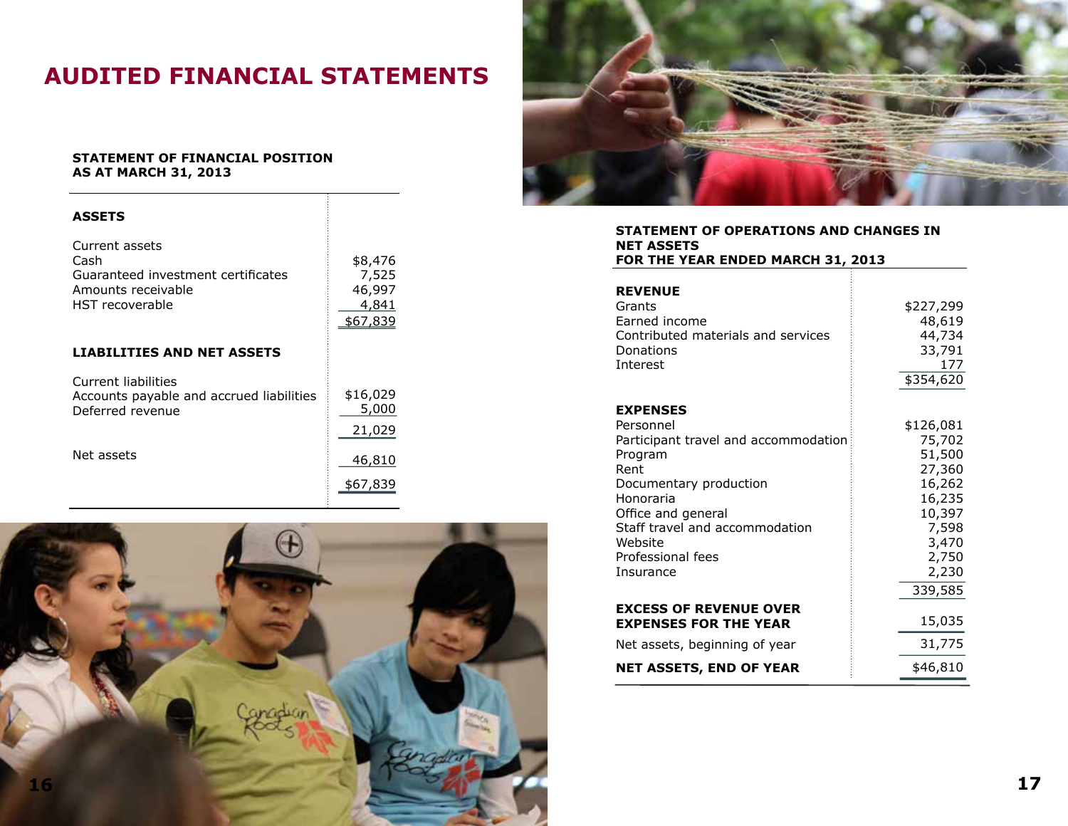# AUDITED FINANCIAL STATEMENTS

## STATEMENT OF FINANCIAL POSITION
## AS AT MARCH 31, 2013

| | |
|---|---|
| **ASSETS** | |
| Current assets | |
| Cash | $8,476 |
| Guaranteed investment certificates | 7,525 |
| Amounts receivable | 46,997 |
| HST recoverable | 4,841 |
| | $67,839 |
| **LIABILITIES AND NET ASSETS** | |
| Current liabilities | |
| Accounts payable and accrued liabilities | $16,029 |
| Deferred revenue | 5,000 |
| | 21,029 |
| Net assets | 46,810 |
| | $67,839 |

## STATEMENT OF OPERATIONS AND CHANGES IN NET ASSETS
## FOR THE YEAR ENDED MARCH 31, 2013

| | |
|---|---|
| **REVENUE** | |
| Grants | $227,299 |
| Earned income | 48,619 |
| Contributed materials and services | 44,734 |
| Donations | 33,791 |
| Interest | 177 |
| | $354,620 |
| **EXPENSES** | |
| Personnel | $126,081 |
| Participant travel and accommodation | 75,702 |
| Program | 51,500 |
| Rent | 27,360 |
| Documentary production | 16,262 |
| Honoraria | 16,235 |
| Office and general | 10,397 |
| Staff travel and accommodation | 7,598 |
| Website | 3,470 |
| Professional fees | 2,750 |
| Insurance | 2,230 |
| | 339,585 |
| **EXCESS OF REVENUE OVER EXPENSES FOR THE YEAR** | 15,035 |
| Net assets, beginning of year | 31,775 |
| **NET ASSETS, END OF YEAR** | $46,810 |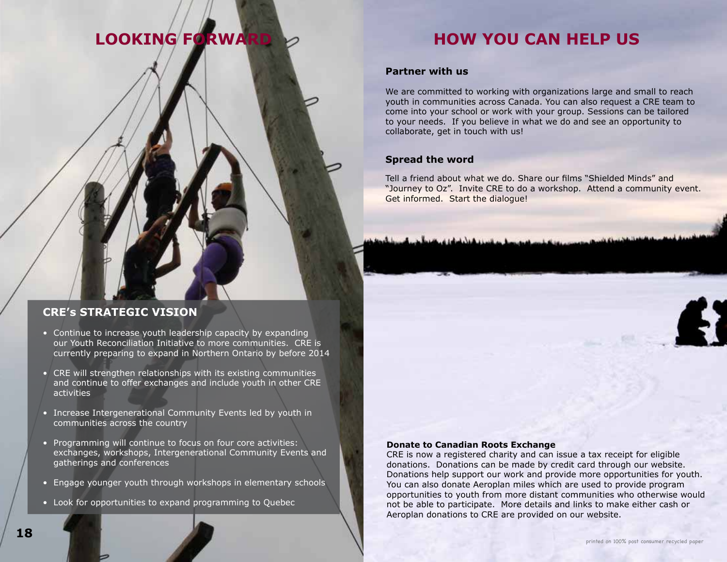# LOOKING FORWARD

## CRE's STRATEGIC VISION

- Continue to increase youth leadership capacity by expanding our Youth Reconciliation Initiative to more communities. CRE is currently preparing to expand in Northern Ontario by before 2014
- CRE will strengthen relationships with its existing communities and continue to offer exchanges and include youth in other CRE activities
- Increase Intergenerational Community Events led by youth in communities across the country
- Programming will continue to focus on four core activities: exchanges, workshops, Intergenerational Community Events and gatherings and conferences
- Engage younger youth through workshops in elementary schools
- Look for opportunities to expand programming to Quebec

# HOW YOU CAN HELP US

### Partner with us

We are committed to working with organizations large and small to reach youth in communities across Canada. You can also request a CRE team to come into your school or work with your group. Sessions can be tailored to your needs. If you believe in what we do and see an opportunity to collaborate, get in touch with us!

### Spread the word

Tell a friend about what we do. Share our films "Shielded Minds" and "Journey to Oz". Invite CRE to do a workshop. Attend a community event. Get informed. Start the dialogue!

### Donate to Canadian Roots Exchange

CRE is now a registered charity and can issue a tax receipt for eligible donations. Donations can be made by credit card through our website. Donations help support our work and provide more opportunities for youth. You can also donate Aeroplan miles which are used to provide program opportunities to youth from more distant communities who otherwise would not be able to participate. More details and links to make either cash or Aeroplan donations to CRE are provided on our website.

printed on 100% post consumer recycled paper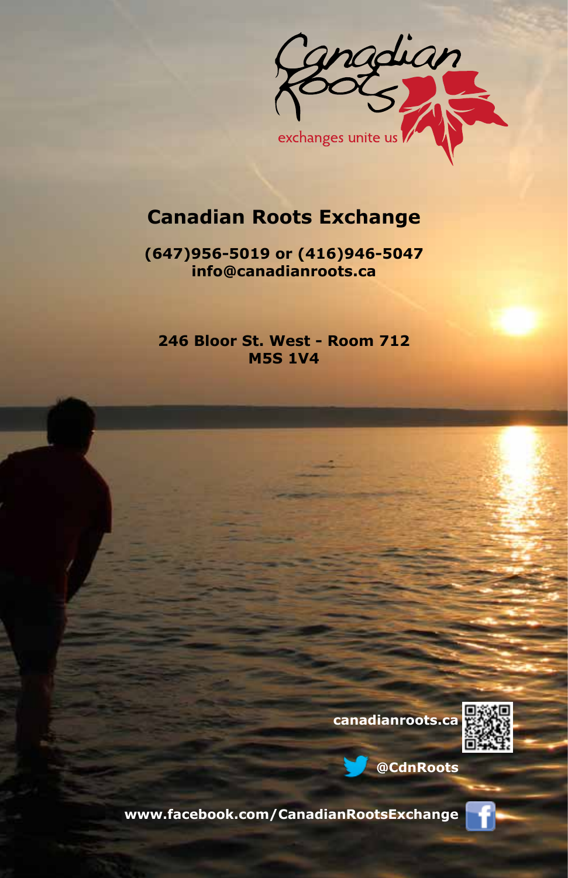Canadian Roots

exchanges unite us

## Canadian Roots Exchange

**(647)956-5019 or (416)946-5047**
**info@canadianroots.ca**

**246 Bloor St. West - Room 712**
**M5S 1V4**

**canadianroots.ca**

**@CdnRoots**

**www.facebook.com/CanadianRootsExchange**